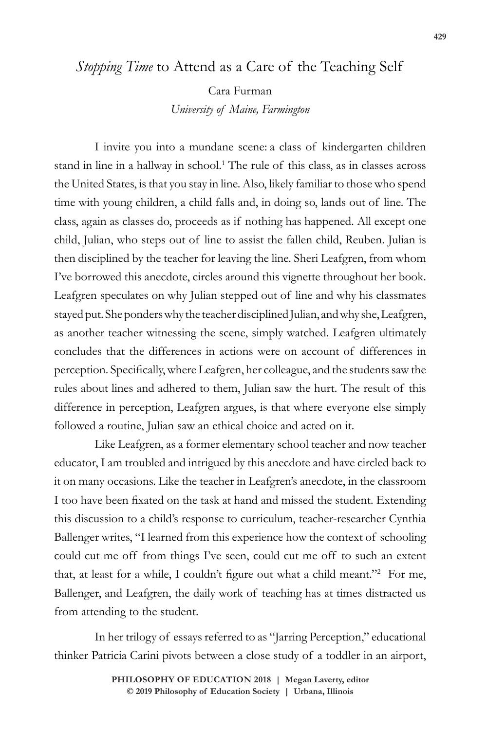# *Stopping Time* to Attend as a Care of the Teaching Self

Cara Furman

*University of Maine, Farmington*

I invite you into a mundane scene: a class of kindergarten children stand in line in a hallway in school.[1] The rule of this class, as in classes across the United States, is that you stay in line. Also, likely familiar to those who spend time with young children, a child falls and, in doing so, lands out of line. The class, again as classes do, proceeds as if nothing has happened. All except one child, Julian, who steps out of line to assist the fallen child, Reuben. Julian is then disciplined by the teacher for leaving the line. Sheri Leafgren, from whom I've borrowed this anecdote, circles around this vignette throughout her book. Leafgren speculates on why Julian stepped out of line and why his classmates stayed put. She ponders why the teacher disciplined Julian, and why she, Leafgren, as another teacher witnessing the scene, simply watched. Leafgren ultimately concludes that the differences in actions were on account of differences in perception. Specifically, where Leafgren, her colleague, and the students saw the rules about lines and adhered to them, Julian saw the hurt. The result of this difference in perception, Leafgren argues, is that where everyone else simply followed a routine, Julian saw an ethical choice and acted on it.

Like Leafgren, as a former elementary school teacher and now teacher educator, I am troubled and intrigued by this anecdote and have circled back to it on many occasions. Like the teacher in Leafgren's anecdote, in the classroom I too have been fixated on the task at hand and missed the student. Extending this discussion to a child's response to curriculum, teacher-researcher Cynthia Ballenger writes, "I learned from this experience how the context of schooling could cut me off from things I've seen, could cut me off to such an extent that, at least for a while, I couldn't figure out what a child meant."[2] For me, Ballenger, and Leafgren, the daily work of teaching has at times distracted us from attending to the student.

In her trilogy of essays referred to as "Jarring Perception," educational thinker Patricia Carini pivots between a close study of a toddler in an airport,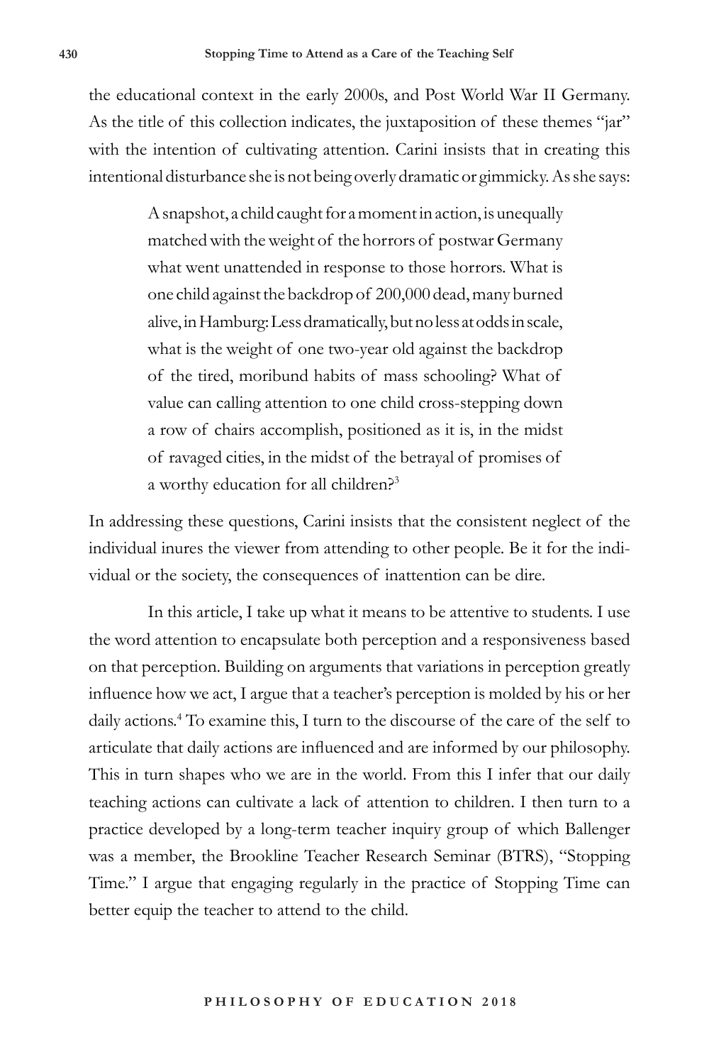the educational context in the early 2000s, and Post World War II Germany. As the title of this collection indicates, the juxtaposition of these themes "jar" with the intention of cultivating attention. Carini insists that in creating this intentional disturbance she is not being overly dramatic or gimmicky. As she says:

> A snapshot, a child caught for a moment in action, is unequally matched with the weight of the horrors of postwar Germany what went unattended in response to those horrors. What is one child against the backdrop of 200,000 dead, many burned alive, in Hamburg: Less dramatically, but no less at odds in scale, what is the weight of one two-year old against the backdrop of the tired, moribund habits of mass schooling? What of value can calling attention to one child cross-stepping down a row of chairs accomplish, positioned as it is, in the midst of ravaged cities, in the midst of the betrayal of promises of a worthy education for all children?[3]

In addressing these questions, Carini insists that the consistent neglect of the individual inures the viewer from attending to other people. Be it for the individual or the society, the consequences of inattention can be dire.

In this article, I take up what it means to be attentive to students. I use the word attention to encapsulate both perception and a responsiveness based on that perception. Building on arguments that variations in perception greatly influence how we act, I argue that a teacher's perception is molded by his or her daily actions.[4] To examine this, I turn to the discourse of the care of the self to articulate that daily actions are influenced and are informed by our philosophy. This in turn shapes who we are in the world. From this I infer that our daily teaching actions can cultivate a lack of attention to children. I then turn to a practice developed by a long-term teacher inquiry group of which Ballenger was a member, the Brookline Teacher Research Seminar (BTRS), "Stopping Time." I argue that engaging regularly in the practice of Stopping Time can better equip the teacher to attend to the child.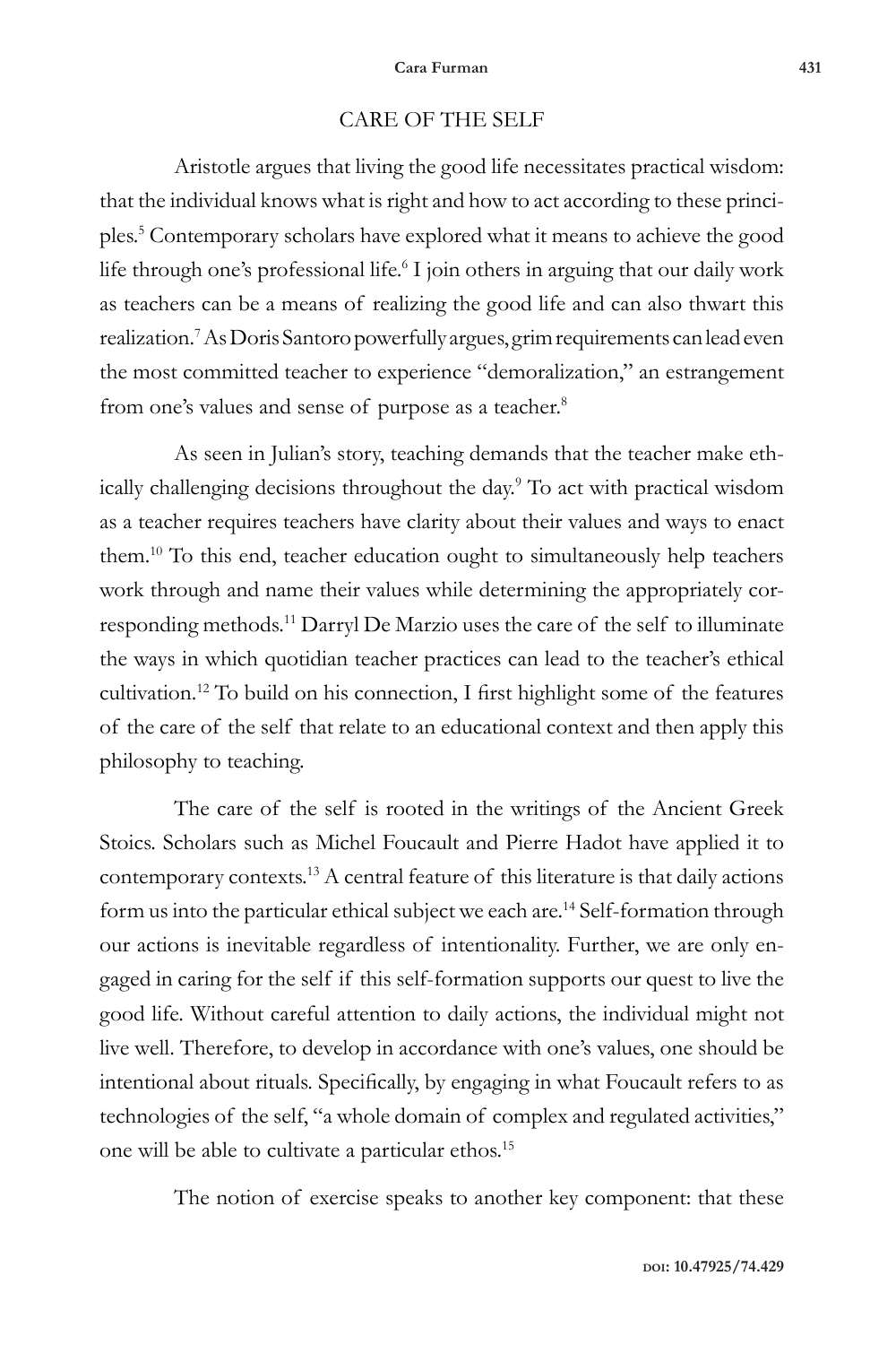## CARE OF THE SELF

Aristotle argues that living the good life necessitates practical wisdom: that the individual knows what is right and how to act according to these principles.[5] Contemporary scholars have explored what it means to achieve the good life through one's professional life.[6] I join others in arguing that our daily work as teachers can be a means of realizing the good life and can also thwart this realization.[7] As Doris Santoro powerfully argues, grim requirements can lead even the most committed teacher to experience "demoralization," an estrangement from one's values and sense of purpose as a teacher.[8]

As seen in Julian's story, teaching demands that the teacher make ethically challenging decisions throughout the day.[9] To act with practical wisdom as a teacher requires teachers have clarity about their values and ways to enact them.[10] To this end, teacher education ought to simultaneously help teachers work through and name their values while determining the appropriately corresponding methods.[11] Darryl De Marzio uses the care of the self to illuminate the ways in which quotidian teacher practices can lead to the teacher's ethical cultivation.[12] To build on his connection, I first highlight some of the features of the care of the self that relate to an educational context and then apply this philosophy to teaching.

The care of the self is rooted in the writings of the Ancient Greek Stoics. Scholars such as Michel Foucault and Pierre Hadot have applied it to contemporary contexts.[13] A central feature of this literature is that daily actions form us into the particular ethical subject we each are.[14] Self-formation through our actions is inevitable regardless of intentionality. Further, we are only engaged in caring for the self if this self-formation supports our quest to live the good life. Without careful attention to daily actions, the individual might not live well. Therefore, to develop in accordance with one's values, one should be intentional about rituals. Specifically, by engaging in what Foucault refers to as technologies of the self, "a whole domain of complex and regulated activities," one will be able to cultivate a particular ethos.[15]

The notion of exercise speaks to another key component: that these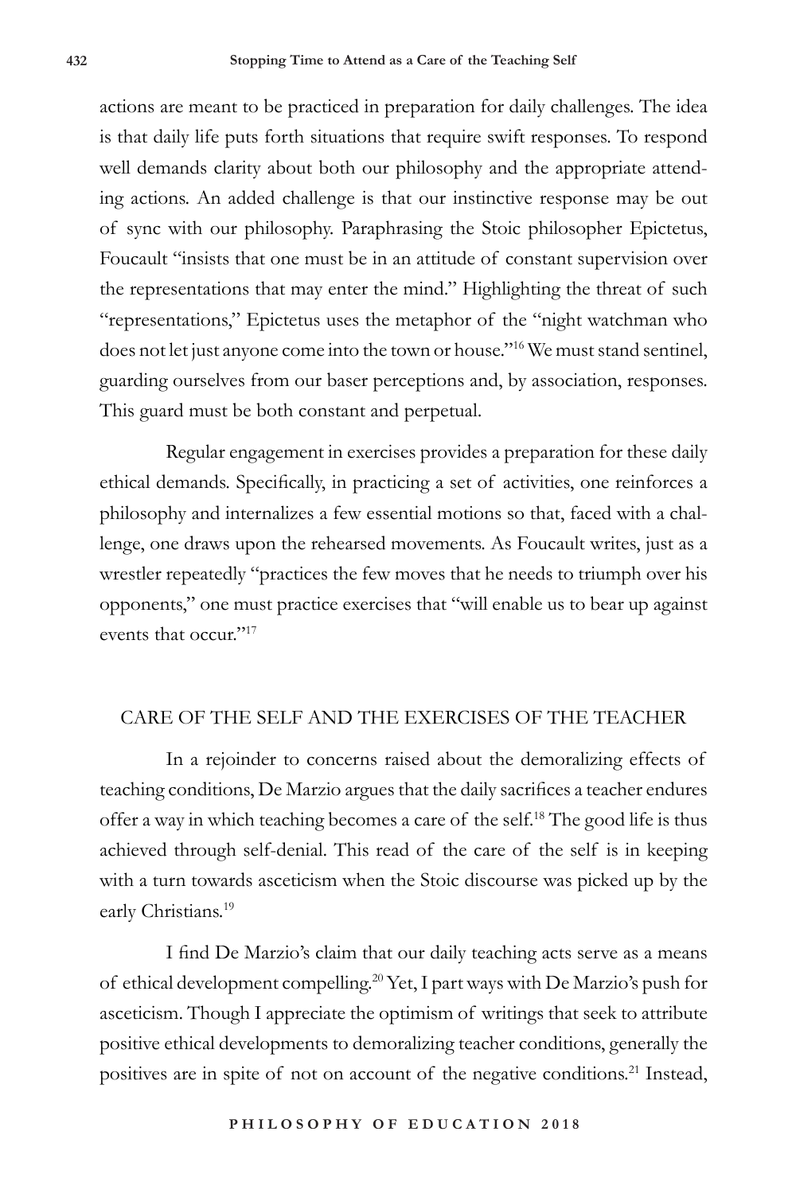actions are meant to be practiced in preparation for daily challenges. The idea is that daily life puts forth situations that require swift responses. To respond well demands clarity about both our philosophy and the appropriate attending actions. An added challenge is that our instinctive response may be out of sync with our philosophy. Paraphrasing the Stoic philosopher Epictetus, Foucault "insists that one must be in an attitude of constant supervision over the representations that may enter the mind." Highlighting the threat of such "representations," Epictetus uses the metaphor of the "night watchman who does not let just anyone come into the town or house."[16] We must stand sentinel, guarding ourselves from our baser perceptions and, by association, responses. This guard must be both constant and perpetual.

Regular engagement in exercises provides a preparation for these daily ethical demands. Specifically, in practicing a set of activities, one reinforces a philosophy and internalizes a few essential motions so that, faced with a challenge, one draws upon the rehearsed movements. As Foucault writes, just as a wrestler repeatedly "practices the few moves that he needs to triumph over his opponents," one must practice exercises that "will enable us to bear up against events that occur."[17]

## CARE OF THE SELF AND THE EXERCISES OF THE TEACHER

In a rejoinder to concerns raised about the demoralizing effects of teaching conditions, De Marzio argues that the daily sacrifices a teacher endures offer a way in which teaching becomes a care of the self.[18] The good life is thus achieved through self-denial. This read of the care of the self is in keeping with a turn towards asceticism when the Stoic discourse was picked up by the early Christians.[19]

I find De Marzio's claim that our daily teaching acts serve as a means of ethical development compelling.[20] Yet, I part ways with De Marzio's push for asceticism. Though I appreciate the optimism of writings that seek to attribute positive ethical developments to demoralizing teacher conditions, generally the positives are in spite of not on account of the negative conditions.[21] Instead,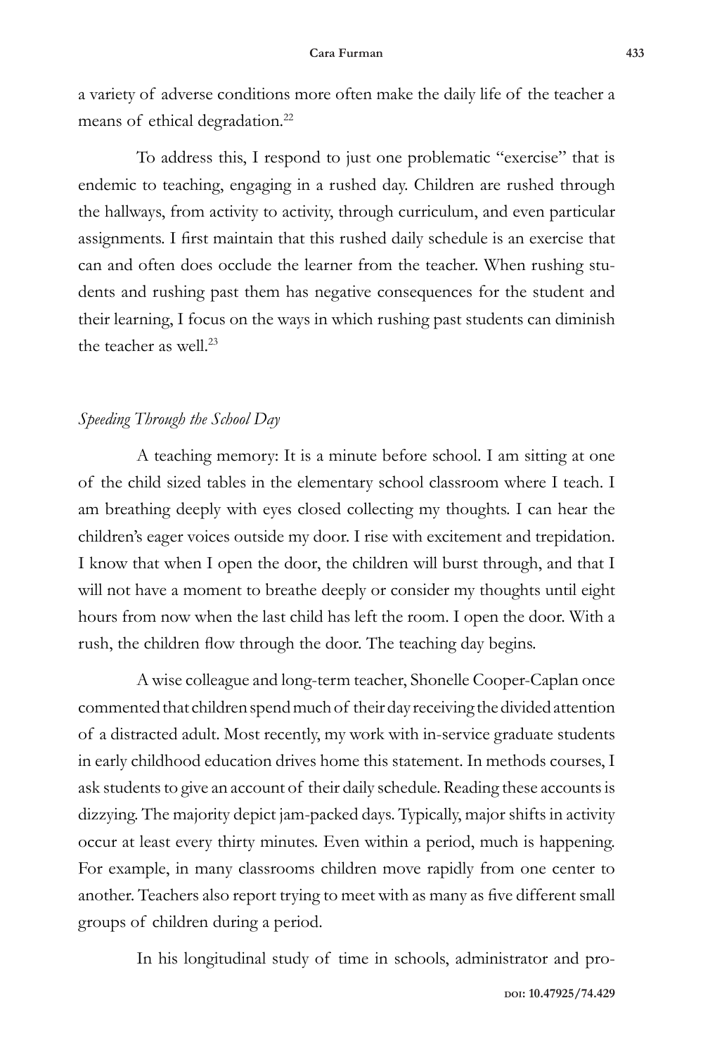a variety of adverse conditions more often make the daily life of the teacher a means of ethical degradation.[22]

To address this, I respond to just one problematic "exercise" that is endemic to teaching, engaging in a rushed day. Children are rushed through the hallways, from activity to activity, through curriculum, and even particular assignments. I first maintain that this rushed daily schedule is an exercise that can and often does occlude the learner from the teacher. When rushing students and rushing past them has negative consequences for the student and their learning, I focus on the ways in which rushing past students can diminish the teacher as well.[23]

### *Speeding Through the School Day*

A teaching memory: It is a minute before school. I am sitting at one of the child sized tables in the elementary school classroom where I teach. I am breathing deeply with eyes closed collecting my thoughts. I can hear the children's eager voices outside my door. I rise with excitement and trepidation. I know that when I open the door, the children will burst through, and that I will not have a moment to breathe deeply or consider my thoughts until eight hours from now when the last child has left the room. I open the door. With a rush, the children flow through the door. The teaching day begins.

A wise colleague and long-term teacher, Shonelle Cooper-Caplan once commented that children spend much of their day receiving the divided attention of a distracted adult. Most recently, my work with in-service graduate students in early childhood education drives home this statement. In methods courses, I ask students to give an account of their daily schedule. Reading these accounts is dizzying. The majority depict jam-packed days. Typically, major shifts in activity occur at least every thirty minutes. Even within a period, much is happening. For example, in many classrooms children move rapidly from one center to another. Teachers also report trying to meet with as many as five different small groups of children during a period.

In his longitudinal study of time in schools, administrator and pro-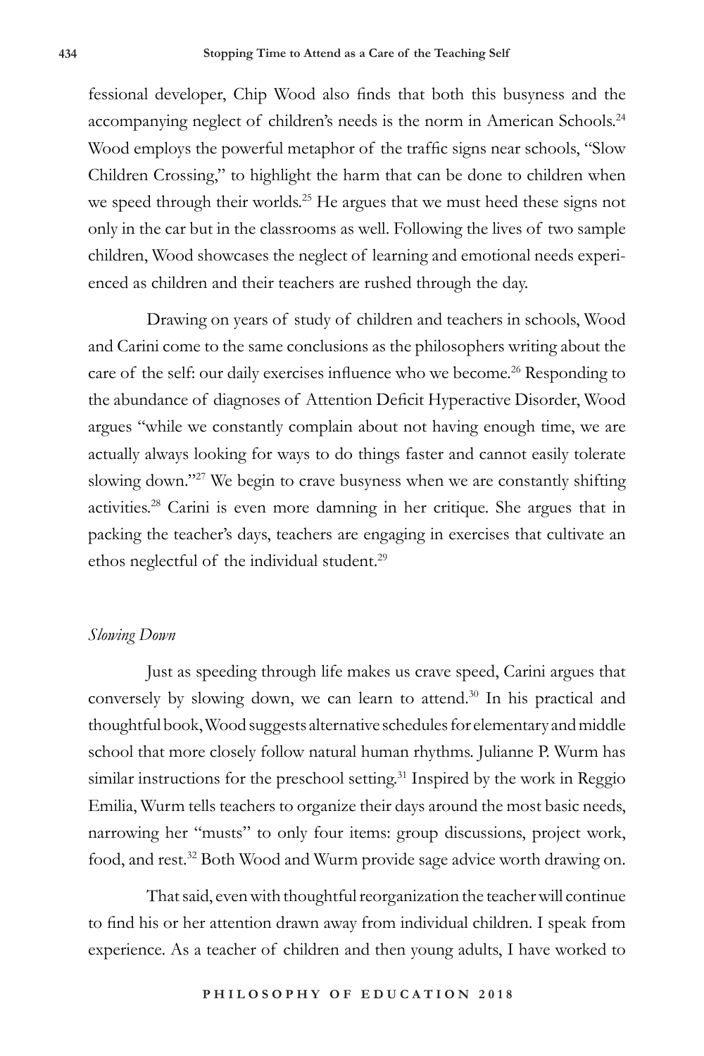fessional developer, Chip Wood also finds that both this busyness and the accompanying neglect of children's needs is the norm in American Schools.[24] Wood employs the powerful metaphor of the traffic signs near schools, "Slow Children Crossing," to highlight the harm that can be done to children when we speed through their worlds.[25] He argues that we must heed these signs not only in the car but in the classrooms as well. Following the lives of two sample children, Wood showcases the neglect of learning and emotional needs experienced as children and their teachers are rushed through the day.

Drawing on years of study of children and teachers in schools, Wood and Carini come to the same conclusions as the philosophers writing about the care of the self: our daily exercises influence who we become.[26] Responding to the abundance of diagnoses of Attention Deficit Hyperactive Disorder, Wood argues "while we constantly complain about not having enough time, we are actually always looking for ways to do things faster and cannot easily tolerate slowing down."[27] We begin to crave busyness when we are constantly shifting activities.[28] Carini is even more damning in her critique. She argues that in packing the teacher's days, teachers are engaging in exercises that cultivate an ethos neglectful of the individual student.[29]

### *Slowing Down*

Just as speeding through life makes us crave speed, Carini argues that conversely by slowing down, we can learn to attend.[30] In his practical and thoughtful book, Wood suggests alternative schedules for elementary and middle school that more closely follow natural human rhythms. Julianne P. Wurm has similar instructions for the preschool setting.[31] Inspired by the work in Reggio Emilia, Wurm tells teachers to organize their days around the most basic needs, narrowing her "musts" to only four items: group discussions, project work, food, and rest.[32] Both Wood and Wurm provide sage advice worth drawing on.

That said, even with thoughtful reorganization the teacher will continue to find his or her attention drawn away from individual children. I speak from experience. As a teacher of children and then young adults, I have worked to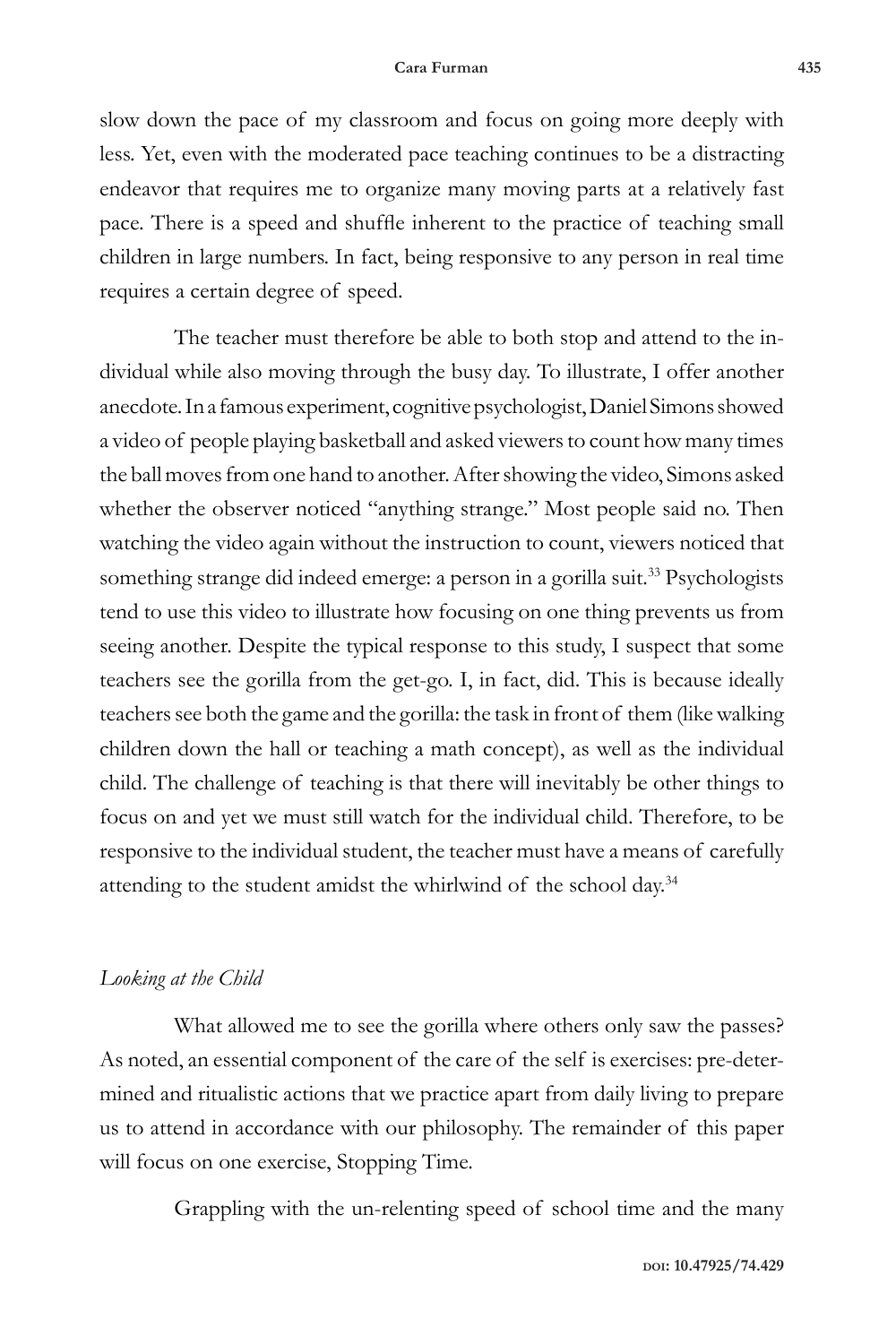slow down the pace of my classroom and focus on going more deeply with less. Yet, even with the moderated pace teaching continues to be a distracting endeavor that requires me to organize many moving parts at a relatively fast pace. There is a speed and shuffle inherent to the practice of teaching small children in large numbers. In fact, being responsive to any person in real time requires a certain degree of speed.

The teacher must therefore be able to both stop and attend to the individual while also moving through the busy day. To illustrate, I offer another anecdote. In a famous experiment, cognitive psychologist, Daniel Simons showed a video of people playing basketball and asked viewers to count how many times the ball moves from one hand to another. After showing the video, Simons asked whether the observer noticed "anything strange." Most people said no. Then watching the video again without the instruction to count, viewers noticed that something strange did indeed emerge: a person in a gorilla suit.[33] Psychologists tend to use this video to illustrate how focusing on one thing prevents us from seeing another. Despite the typical response to this study, I suspect that some teachers see the gorilla from the get-go. I, in fact, did. This is because ideally teachers see both the game and the gorilla: the task in front of them (like walking children down the hall or teaching a math concept), as well as the individual child. The challenge of teaching is that there will inevitably be other things to focus on and yet we must still watch for the individual child. Therefore, to be responsive to the individual student, the teacher must have a means of carefully attending to the student amidst the whirlwind of the school day.[34]

### *Looking at the Child*

What allowed me to see the gorilla where others only saw the passes? As noted, an essential component of the care of the self is exercises: pre-determined and ritualistic actions that we practice apart from daily living to prepare us to attend in accordance with our philosophy. The remainder of this paper will focus on one exercise, Stopping Time.

Grappling with the un-relenting speed of school time and the many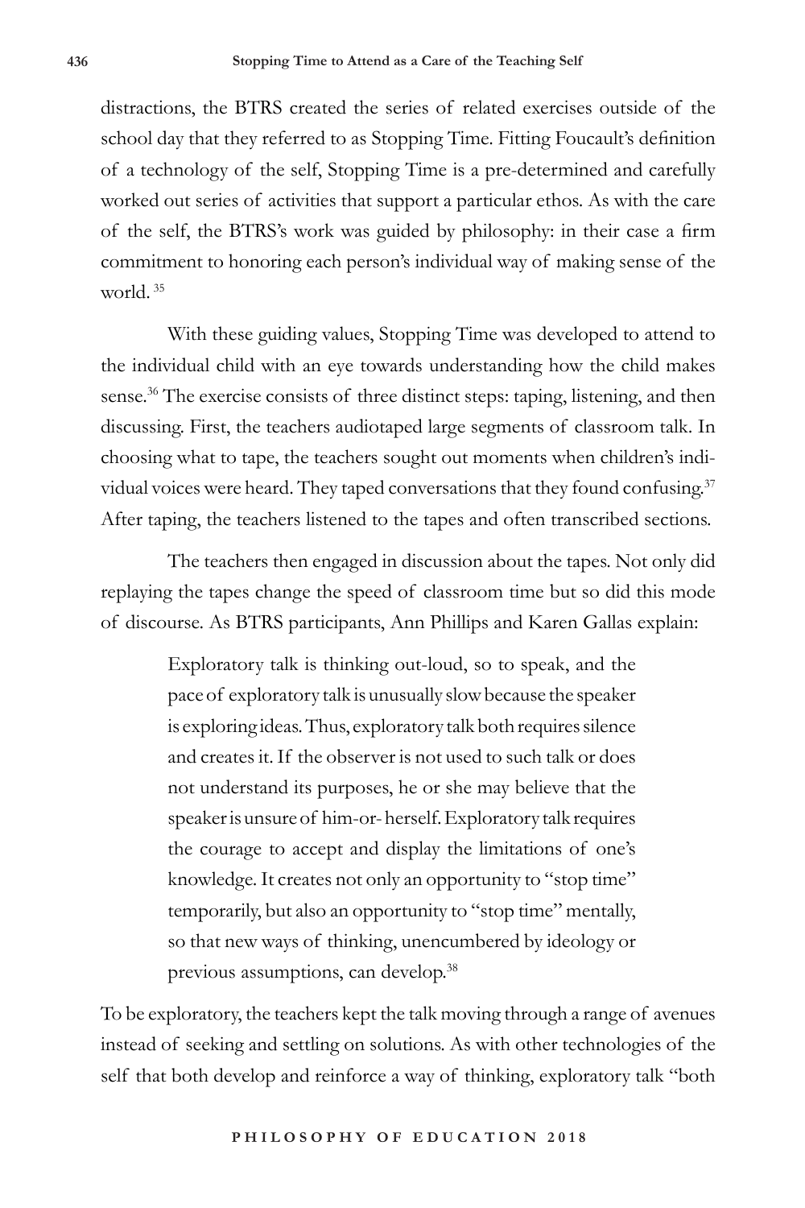distractions, the BTRS created the series of related exercises outside of the school day that they referred to as Stopping Time. Fitting Foucault's definition of a technology of the self, Stopping Time is a pre-determined and carefully worked out series of activities that support a particular ethos. As with the care of the self, the BTRS's work was guided by philosophy: in their case a firm commitment to honoring each person's individual way of making sense of the world. [35]

With these guiding values, Stopping Time was developed to attend to the individual child with an eye towards understanding how the child makes sense.[36] The exercise consists of three distinct steps: taping, listening, and then discussing. First, the teachers audiotaped large segments of classroom talk. In choosing what to tape, the teachers sought out moments when children's individual voices were heard. They taped conversations that they found confusing.[37] After taping, the teachers listened to the tapes and often transcribed sections.

The teachers then engaged in discussion about the tapes. Not only did replaying the tapes change the speed of classroom time but so did this mode of discourse. As BTRS participants, Ann Phillips and Karen Gallas explain:

> Exploratory talk is thinking out-loud, so to speak, and the pace of exploratory talk is unusually slow because the speaker is exploring ideas. Thus, exploratory talk both requires silence and creates it. If the observer is not used to such talk or does not understand its purposes, he or she may believe that the speaker is unsure of him-or- herself. Exploratory talk requires the courage to accept and display the limitations of one's knowledge. It creates not only an opportunity to "stop time" temporarily, but also an opportunity to "stop time" mentally, so that new ways of thinking, unencumbered by ideology or previous assumptions, can develop.[38]

To be exploratory, the teachers kept the talk moving through a range of avenues instead of seeking and settling on solutions. As with other technologies of the self that both develop and reinforce a way of thinking, exploratory talk "both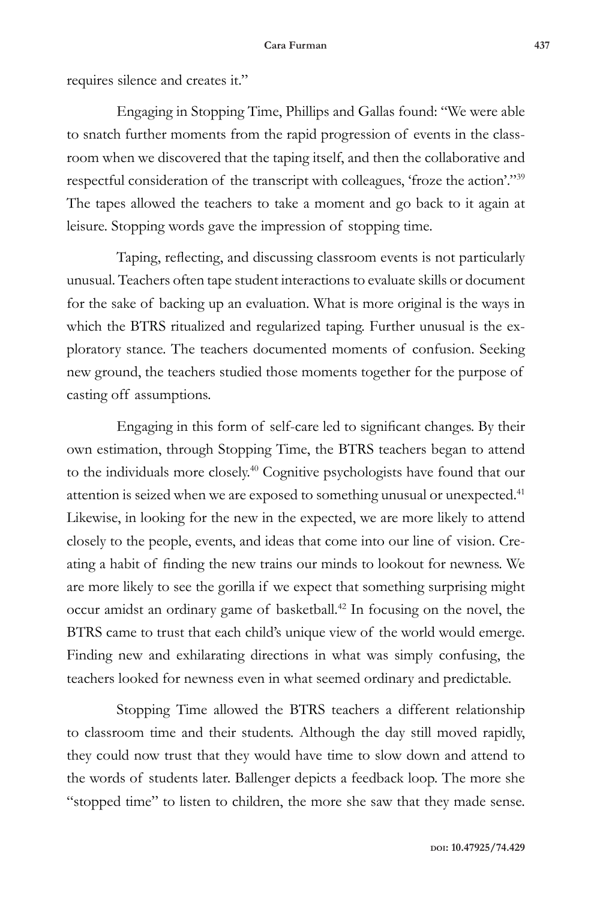requires silence and creates it."

Engaging in Stopping Time, Phillips and Gallas found: "We were able to snatch further moments from the rapid progression of events in the classroom when we discovered that the taping itself, and then the collaborative and respectful consideration of the transcript with colleagues, 'froze the action'."[39] The tapes allowed the teachers to take a moment and go back to it again at leisure. Stopping words gave the impression of stopping time.

Taping, reflecting, and discussing classroom events is not particularly unusual. Teachers often tape student interactions to evaluate skills or document for the sake of backing up an evaluation. What is more original is the ways in which the BTRS ritualized and regularized taping. Further unusual is the exploratory stance. The teachers documented moments of confusion. Seeking new ground, the teachers studied those moments together for the purpose of casting off assumptions.

Engaging in this form of self-care led to significant changes. By their own estimation, through Stopping Time, the BTRS teachers began to attend to the individuals more closely.[40] Cognitive psychologists have found that our attention is seized when we are exposed to something unusual or unexpected.[41] Likewise, in looking for the new in the expected, we are more likely to attend closely to the people, events, and ideas that come into our line of vision. Creating a habit of finding the new trains our minds to lookout for newness. We are more likely to see the gorilla if we expect that something surprising might occur amidst an ordinary game of basketball.[42] In focusing on the novel, the BTRS came to trust that each child's unique view of the world would emerge. Finding new and exhilarating directions in what was simply confusing, the teachers looked for newness even in what seemed ordinary and predictable.

Stopping Time allowed the BTRS teachers a different relationship to classroom time and their students. Although the day still moved rapidly, they could now trust that they would have time to slow down and attend to the words of students later. Ballenger depicts a feedback loop. The more she "stopped time" to listen to children, the more she saw that they made sense.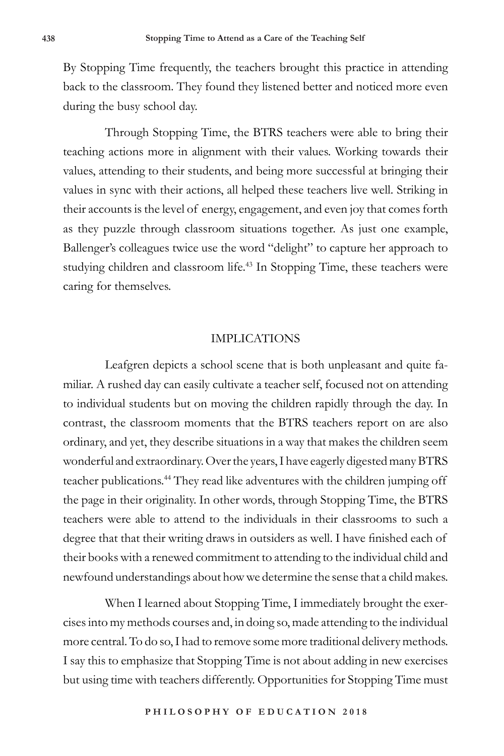By Stopping Time frequently, the teachers brought this practice in attending back to the classroom. They found they listened better and noticed more even during the busy school day.

Through Stopping Time, the BTRS teachers were able to bring their teaching actions more in alignment with their values. Working towards their values, attending to their students, and being more successful at bringing their values in sync with their actions, all helped these teachers live well. Striking in their accounts is the level of energy, engagement, and even joy that comes forth as they puzzle through classroom situations together. As just one example, Ballenger's colleagues twice use the word "delight" to capture her approach to studying children and classroom life.[43] In Stopping Time, these teachers were caring for themselves.

## IMPLICATIONS

Leafgren depicts a school scene that is both unpleasant and quite familiar. A rushed day can easily cultivate a teacher self, focused not on attending to individual students but on moving the children rapidly through the day. In contrast, the classroom moments that the BTRS teachers report on are also ordinary, and yet, they describe situations in a way that makes the children seem wonderful and extraordinary. Over the years, I have eagerly digested many BTRS teacher publications.[44] They read like adventures with the children jumping off the page in their originality. In other words, through Stopping Time, the BTRS teachers were able to attend to the individuals in their classrooms to such a degree that that their writing draws in outsiders as well. I have finished each of their books with a renewed commitment to attending to the individual child and newfound understandings about how we determine the sense that a child makes.

When I learned about Stopping Time, I immediately brought the exercises into my methods courses and, in doing so, made attending to the individual more central. To do so, I had to remove some more traditional delivery methods. I say this to emphasize that Stopping Time is not about adding in new exercises but using time with teachers differently. Opportunities for Stopping Time must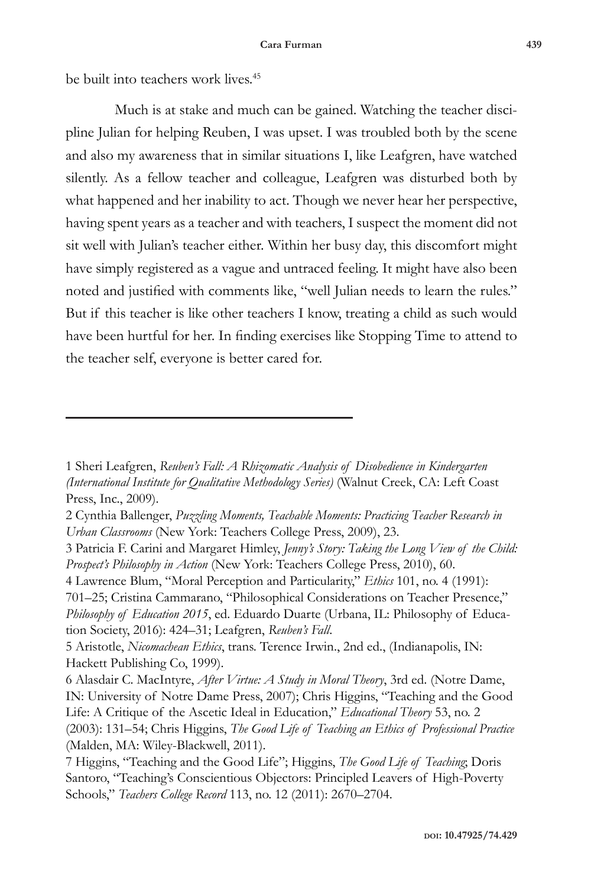be built into teachers work lives.[45]

Much is at stake and much can be gained. Watching the teacher discipline Julian for helping Reuben, I was upset. I was troubled both by the scene and also my awareness that in similar situations I, like Leafgren, have watched silently. As a fellow teacher and colleague, Leafgren was disturbed both by what happened and her inability to act. Though we never hear her perspective, having spent years as a teacher and with teachers, I suspect the moment did not sit well with Julian's teacher either. Within her busy day, this discomfort might have simply registered as a vague and untraced feeling. It might have also been noted and justified with comments like, "well Julian needs to learn the rules." But if this teacher is like other teachers I know, treating a child as such would have been hurtful for her. In finding exercises like Stopping Time to attend to the teacher self, everyone is better cared for.

---

1 Sheri Leafgren, *Reuben's Fall: A Rhizomatic Analysis of Disobedience in Kindergarten (International Institute for Qualitative Methodology Series)* (Walnut Creek, CA: Left Coast Press, Inc., 2009).

2 Cynthia Ballenger, *Puzzling Moments, Teachable Moments: Practicing Teacher Research in Urban Classrooms* (New York: Teachers College Press, 2009), 23.

3 Patricia F. Carini and Margaret Himley, *Jenny's Story: Taking the Long View of the Child: Prospect's Philosophy in Action* (New York: Teachers College Press, 2010), 60.

4 Lawrence Blum, "Moral Perception and Particularity," *Ethics* 101, no. 4 (1991): 701–25; Cristina Cammarano, "Philosophical Considerations on Teacher Presence," *Philosophy of Education 2015*, ed. Eduardo Duarte (Urbana, IL: Philosophy of Education Society, 2016): 424–31; Leafgren, *Reuben's Fall*.

5 Aristotle, *Nicomachean Ethics*, trans. Terence Irwin., 2nd ed., (Indianapolis, IN: Hackett Publishing Co, 1999).

6 Alasdair C. MacIntyre, *After Virtue: A Study in Moral Theory*, 3rd ed. (Notre Dame, IN: University of Notre Dame Press, 2007); Chris Higgins, "Teaching and the Good Life: A Critique of the Ascetic Ideal in Education," *Educational Theory* 53, no. 2 (2003): 131–54; Chris Higgins, *The Good Life of Teaching an Ethics of Professional Practice* (Malden, MA: Wiley-Blackwell, 2011).

7 Higgins, "Teaching and the Good Life"; Higgins, *The Good Life of Teaching*; Doris Santoro, "Teaching's Conscientious Objectors: Principled Leavers of High-Poverty Schools," *Teachers College Record* 113, no. 12 (2011): 2670–2704.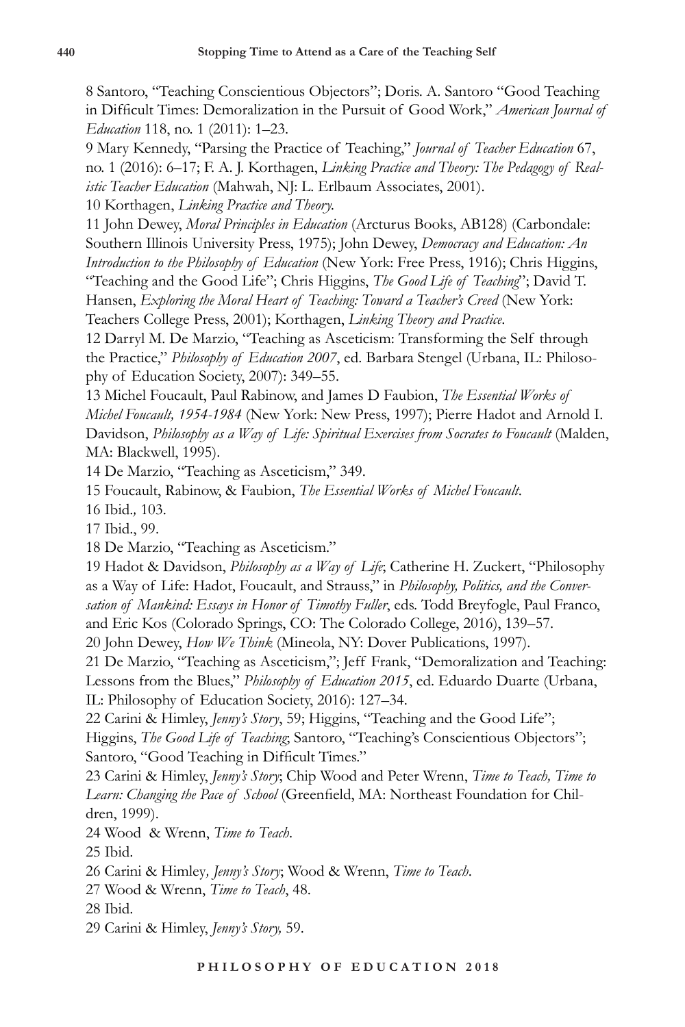8 Santoro, "Teaching Conscientious Objectors"; Doris. A. Santoro "Good Teaching in Difficult Times: Demoralization in the Pursuit of Good Work," *American Journal of Education* 118, no. 1 (2011): 1–23.

9 Mary Kennedy, "Parsing the Practice of Teaching," *Journal of Teacher Education* 67, no. 1 (2016): 6–17; F. A. J. Korthagen, *Linking Practice and Theory: The Pedagogy of Realistic Teacher Education* (Mahwah, NJ: L. Erlbaum Associates, 2001).

10 Korthagen, *Linking Practice and Theory.*

11 John Dewey, *Moral Principles in Education* (Arcturus Books, AB128) (Carbondale: Southern Illinois University Press, 1975); John Dewey, *Democracy and Education: An Introduction to the Philosophy of Education* (New York: Free Press, 1916); Chris Higgins, "Teaching and the Good Life"; Chris Higgins, *The Good Life of Teaching*"; David T. Hansen, *Exploring the Moral Heart of Teaching: Toward a Teacher's Creed* (New York: Teachers College Press, 2001); Korthagen, *Linking Theory and Practice.*

12 Darryl M. De Marzio, "Teaching as Asceticism: Transforming the Self through the Practice," *Philosophy of Education 2007*, ed. Barbara Stengel (Urbana, IL: Philosophy of Education Society, 2007): 349–55.

13 Michel Foucault, Paul Rabinow, and James D Faubion, *The Essential Works of Michel Foucault, 1954-1984* (New York: New Press, 1997); Pierre Hadot and Arnold I. Davidson, *Philosophy as a Way of Life: Spiritual Exercises from Socrates to Foucault* (Malden, MA: Blackwell, 1995).

14 De Marzio, "Teaching as Asceticism," 349.

15 Foucault, Rabinow, & Faubion, *The Essential Works of Michel Foucault.*

16 Ibid.*,* 103.

17 Ibid., 99.

18 De Marzio, "Teaching as Asceticism."

19 Hadot & Davidson, *Philosophy as a Way of Life*; Catherine H. Zuckert, "Philosophy as a Way of Life: Hadot, Foucault, and Strauss," in *Philosophy, Politics, and the Conversation of Mankind: Essays in Honor of Timothy Fuller*, eds. Todd Breyfogle, Paul Franco, and Eric Kos (Colorado Springs, CO: The Colorado College, 2016), 139–57.

20 John Dewey, *How We Think* (Mineola, NY: Dover Publications, 1997).

21 De Marzio, "Teaching as Asceticism,"; Jeff Frank, "Demoralization and Teaching: Lessons from the Blues," *Philosophy of Education 2015*, ed. Eduardo Duarte (Urbana, IL: Philosophy of Education Society, 2016): 127–34.

22 Carini & Himley, *Jenny's Story*, 59; Higgins, "Teaching and the Good Life"; Higgins, *The Good Life of Teaching*; Santoro, "Teaching's Conscientious Objectors"; Santoro, "Good Teaching in Difficult Times."

23 Carini & Himley, *Jenny's Story*; Chip Wood and Peter Wrenn, *Time to Teach, Time to Learn: Changing the Pace of School* (Greenfield, MA: Northeast Foundation for Children, 1999).

24 Wood & Wrenn, *Time to Teach.*

25 Ibid.

26 Carini & Himley*, Jenny's Story*; Wood & Wrenn, *Time to Teach.*

27 Wood & Wrenn, *Time to Teach*, 48.

28 Ibid.

29 Carini & Himley, *Jenny's Story,* 59.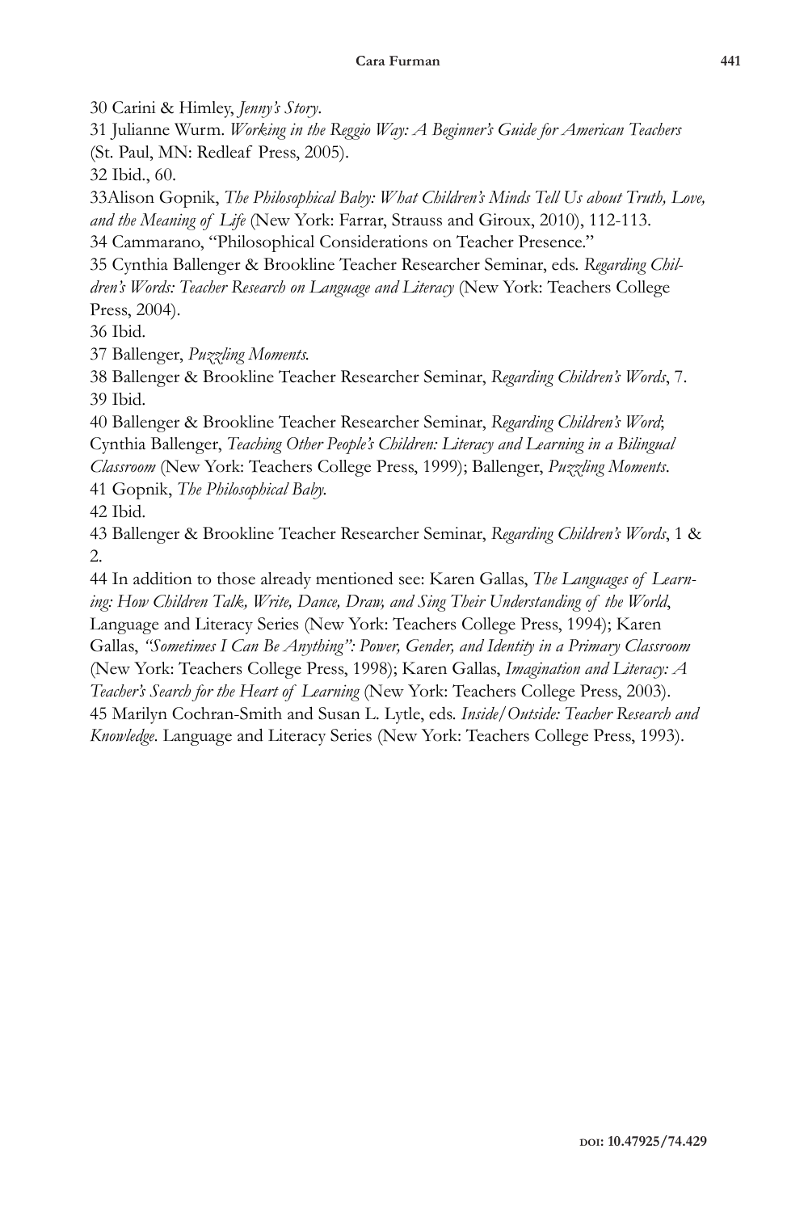30 Carini & Himley, *Jenny's Story*.

31 Julianne Wurm. *Working in the Reggio Way: A Beginner's Guide for American Teachers* (St. Paul, MN: Redleaf Press, 2005).

32 Ibid., 60.

33Alison Gopnik, *The Philosophical Baby: What Children's Minds Tell Us about Truth, Love, and the Meaning of Life* (New York: Farrar, Strauss and Giroux, 2010), 112-113.

34 Cammarano, "Philosophical Considerations on Teacher Presence."

35 Cynthia Ballenger & Brookline Teacher Researcher Seminar, eds. *Regarding Children's Words: Teacher Research on Language and Literacy* (New York: Teachers College Press, 2004).

36 Ibid.

37 Ballenger, *Puzzling Moments.*

38 Ballenger & Brookline Teacher Researcher Seminar, *Regarding Children's Words*, 7.

39 Ibid.

40 Ballenger & Brookline Teacher Researcher Seminar, *Regarding Children's Word*; Cynthia Ballenger, *Teaching Other People's Children: Literacy and Learning in a Bilingual Classroom* (New York: Teachers College Press, 1999); Ballenger, *Puzzling Moments*.

41 Gopnik, *The Philosophical Baby.*

42 Ibid.

43 Ballenger & Brookline Teacher Researcher Seminar, *Regarding Children's Words*, 1 & 2.

44 In addition to those already mentioned see: Karen Gallas, *The Languages of Learning: How Children Talk, Write, Dance, Draw, and Sing Their Understanding of the World*, Language and Literacy Series (New York: Teachers College Press, 1994); Karen Gallas, *"Sometimes I Can Be Anything": Power, Gender, and Identity in a Primary Classroom* (New York: Teachers College Press, 1998); Karen Gallas, *Imagination and Literacy: A Teacher's Search for the Heart of Learning* (New York: Teachers College Press, 2003).

45 Marilyn Cochran-Smith and Susan L. Lytle, eds. *Inside/Outside: Teacher Research and Knowledge*. Language and Literacy Series (New York: Teachers College Press, 1993).